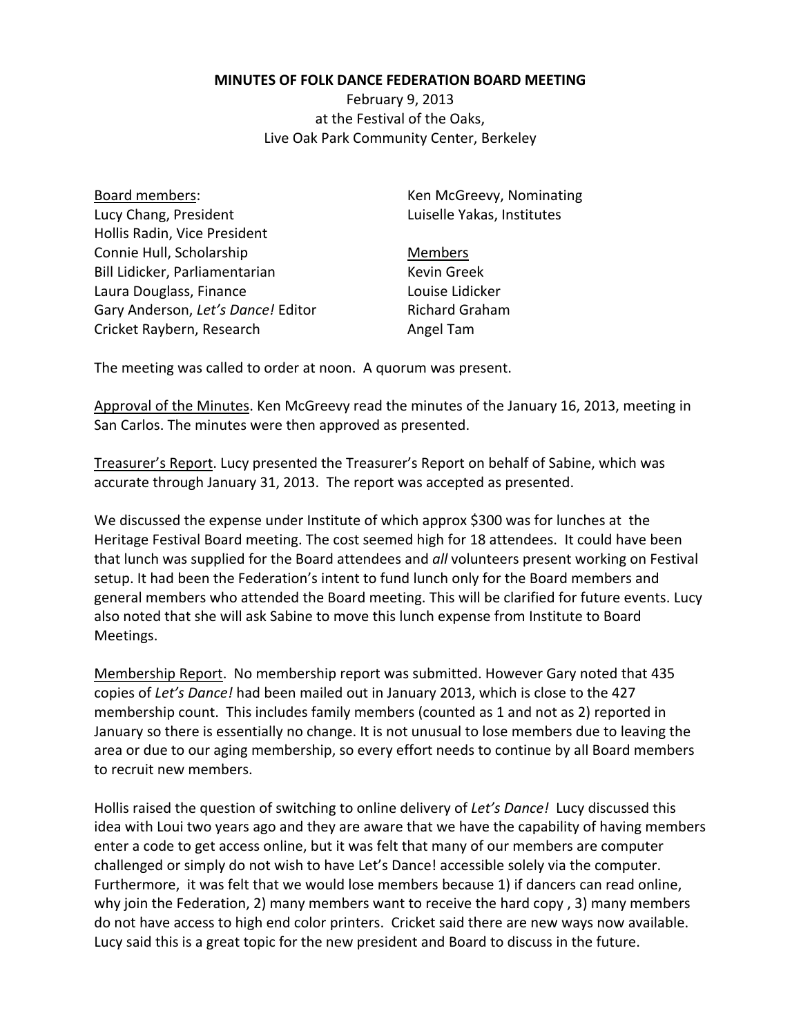**MINUTES OF FOLK DANCE FEDERATION BOARD MEETING**

February 9, 2013
at the Festival of the Oaks,
Live Oak Park Community Center, Berkeley

Board members:
Lucy Chang, President
Hollis Radin, Vice President
Connie Hull, Scholarship
Bill Lidicker, Parliamentarian
Laura Douglass, Finance
Gary Anderson, *Let's Dance!* Editor
Cricket Raybern, Research
Ken McGreevy, Nominating
Luiselle Yakas, Institutes

Members
Kevin Greek
Louise Lidicker
Richard Graham
Angel Tam

The meeting was called to order at noon. A quorum was present.

Approval of the Minutes. Ken McGreevy read the minutes of the January 16, 2013, meeting in San Carlos. The minutes were then approved as presented.

Treasurer's Report. Lucy presented the Treasurer's Report on behalf of Sabine, which was accurate through January 31, 2013. The report was accepted as presented.

We discussed the expense under Institute of which approx $300 was for lunches at the Heritage Festival Board meeting. The cost seemed high for 18 attendees. It could have been that lunch was supplied for the Board attendees and *all* volunteers present working on Festival setup. It had been the Federation's intent to fund lunch only for the Board members and general members who attended the Board meeting. This will be clarified for future events. Lucy also noted that she will ask Sabine to move this lunch expense from Institute to Board Meetings.

Membership Report. No membership report was submitted. However Gary noted that 435 copies of *Let's Dance!* had been mailed out in January 2013, which is close to the 427 membership count. This includes family members (counted as 1 and not as 2) reported in January so there is essentially no change. It is not unusual to lose members due to leaving the area or due to our aging membership, so every effort needs to continue by all Board members to recruit new members.

Hollis raised the question of switching to online delivery of *Let's Dance!* Lucy discussed this idea with Loui two years ago and they are aware that we have the capability of having members enter a code to get access online, but it was felt that many of our members are computer challenged or simply do not wish to have Let's Dance! accessible solely via the computer. Furthermore, it was felt that we would lose members because 1) if dancers can read online, why join the Federation, 2) many members want to receive the hard copy , 3) many members do not have access to high end color printers. Cricket said there are new ways now available. Lucy said this is a great topic for the new president and Board to discuss in the future.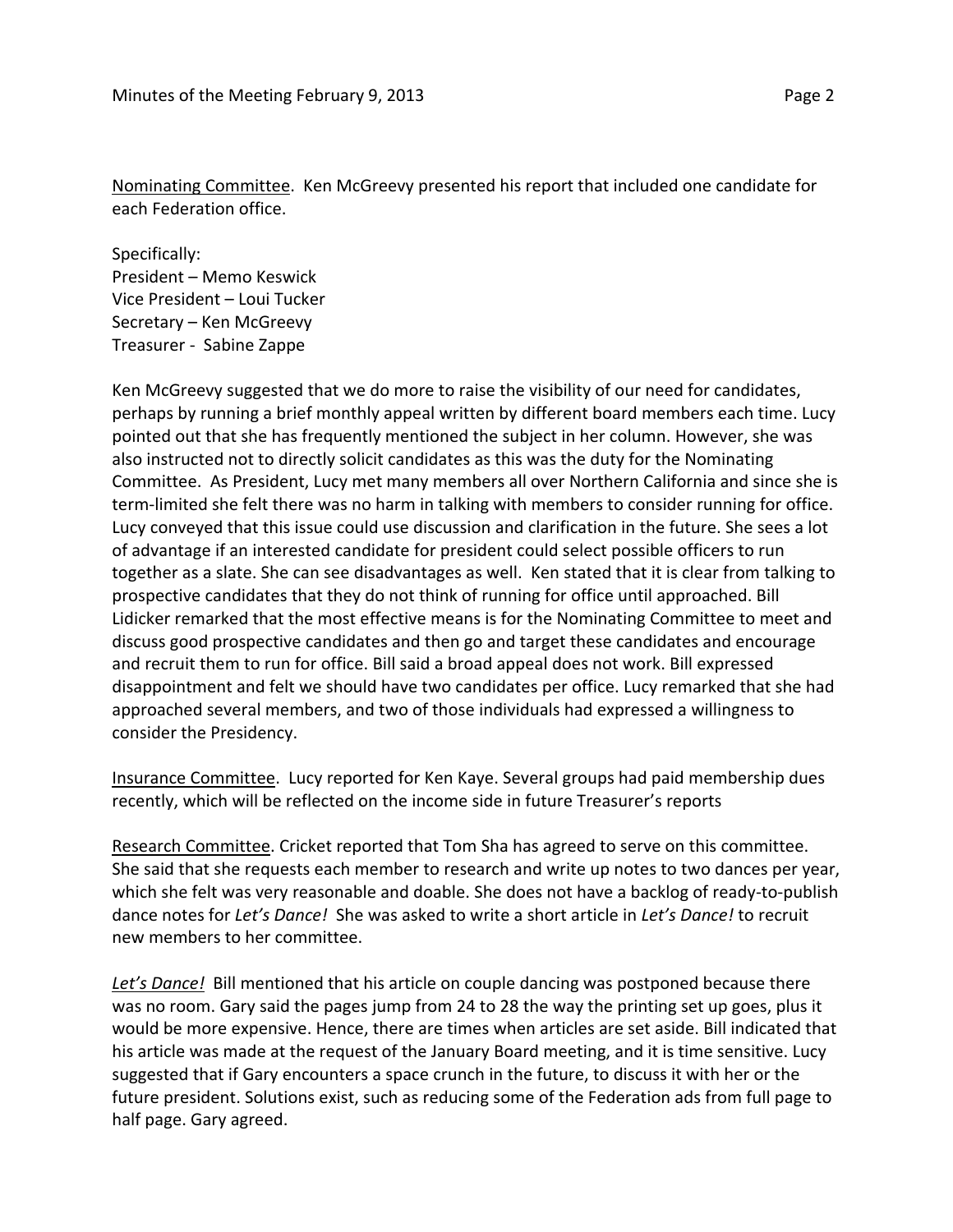<u>Nominating Committee</u>. Ken McGreevy presented his report that included one candidate for each Federation office.

Specifically:
President – Memo Keswick
Vice President – Loui Tucker
Secretary – Ken McGreevy
Treasurer - Sabine Zappe

Ken McGreevy suggested that we do more to raise the visibility of our need for candidates, perhaps by running a brief monthly appeal written by different board members each time. Lucy pointed out that she has frequently mentioned the subject in her column. However, she was also instructed not to directly solicit candidates as this was the duty for the Nominating Committee. As President, Lucy met many members all over Northern California and since she is term-limited she felt there was no harm in talking with members to consider running for office. Lucy conveyed that this issue could use discussion and clarification in the future. She sees a lot of advantage if an interested candidate for president could select possible officers to run together as a slate. She can see disadvantages as well. Ken stated that it is clear from talking to prospective candidates that they do not think of running for office until approached. Bill Lidicker remarked that the most effective means is for the Nominating Committee to meet and discuss good prospective candidates and then go and target these candidates and encourage and recruit them to run for office. Bill said a broad appeal does not work. Bill expressed disappointment and felt we should have two candidates per office. Lucy remarked that she had approached several members, and two of those individuals had expressed a willingness to consider the Presidency.

<u>Insurance Committee</u>. Lucy reported for Ken Kaye. Several groups had paid membership dues recently, which will be reflected on the income side in future Treasurer's reports

<u>Research Committee</u>. Cricket reported that Tom Sha has agreed to serve on this committee. She said that she requests each member to research and write up notes to two dances per year, which she felt was very reasonable and doable. She does not have a backlog of ready-to-publish dance notes for *Let's Dance!* She was asked to write a short article in *Let's Dance!* to recruit new members to her committee.

<u>*Let's Dance!*</u> Bill mentioned that his article on couple dancing was postponed because there was no room. Gary said the pages jump from 24 to 28 the way the printing set up goes, plus it would be more expensive. Hence, there are times when articles are set aside. Bill indicated that his article was made at the request of the January Board meeting, and it is time sensitive. Lucy suggested that if Gary encounters a space crunch in the future, to discuss it with her or the future president. Solutions exist, such as reducing some of the Federation ads from full page to half page. Gary agreed.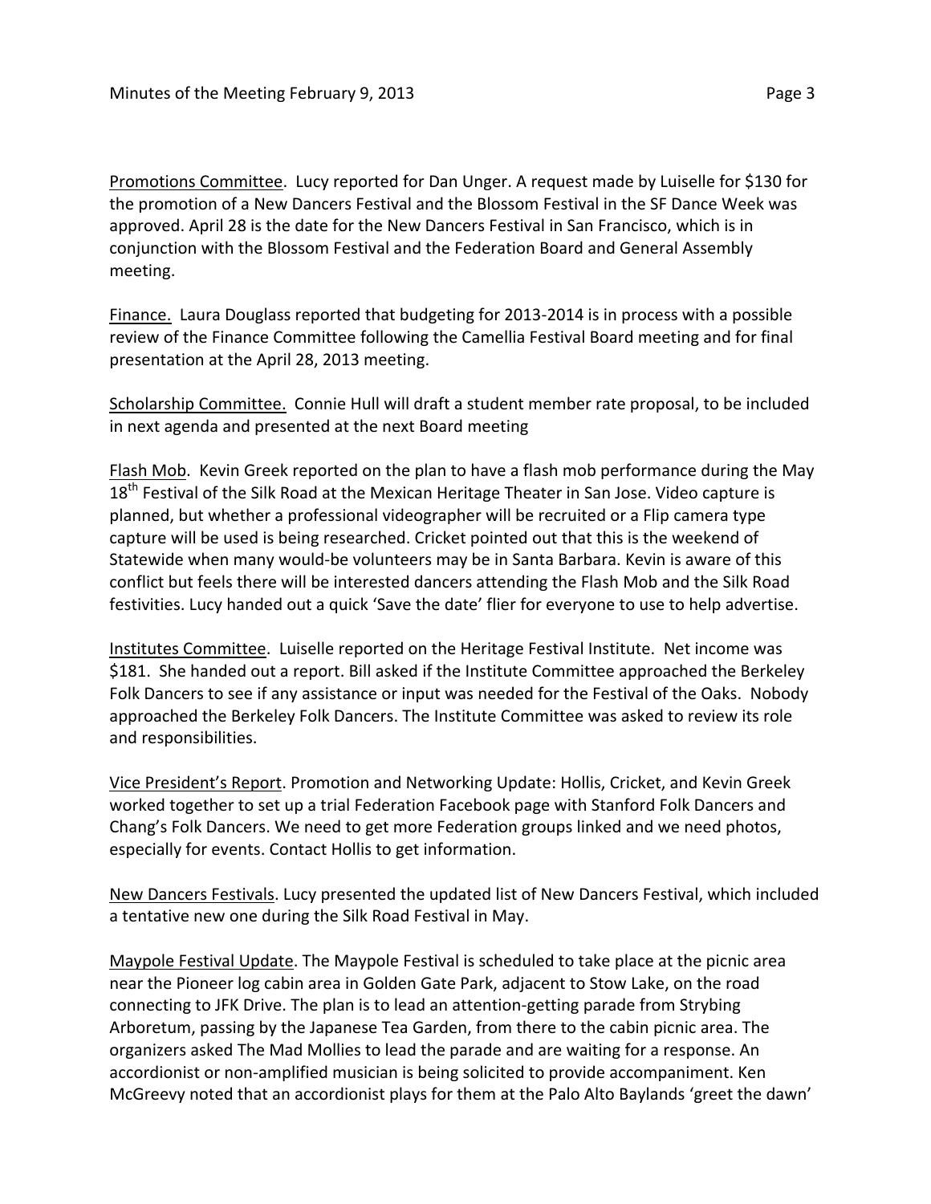Promotions Committee. Lucy reported for Dan Unger. A request made by Luiselle for $130 for the promotion of a New Dancers Festival and the Blossom Festival in the SF Dance Week was approved. April 28 is the date for the New Dancers Festival in San Francisco, which is in conjunction with the Blossom Festival and the Federation Board and General Assembly meeting.

Finance. Laura Douglass reported that budgeting for 2013-2014 is in process with a possible review of the Finance Committee following the Camellia Festival Board meeting and for final presentation at the April 28, 2013 meeting.

Scholarship Committee. Connie Hull will draft a student member rate proposal, to be included in next agenda and presented at the next Board meeting

Flash Mob. Kevin Greek reported on the plan to have a flash mob performance during the May 18th Festival of the Silk Road at the Mexican Heritage Theater in San Jose. Video capture is planned, but whether a professional videographer will be recruited or a Flip camera type capture will be used is being researched. Cricket pointed out that this is the weekend of Statewide when many would-be volunteers may be in Santa Barbara. Kevin is aware of this conflict but feels there will be interested dancers attending the Flash Mob and the Silk Road festivities. Lucy handed out a quick 'Save the date' flier for everyone to use to help advertise.

Institutes Committee. Luiselle reported on the Heritage Festival Institute. Net income was $181. She handed out a report. Bill asked if the Institute Committee approached the Berkeley Folk Dancers to see if any assistance or input was needed for the Festival of the Oaks. Nobody approached the Berkeley Folk Dancers. The Institute Committee was asked to review its role and responsibilities.

Vice President's Report. Promotion and Networking Update: Hollis, Cricket, and Kevin Greek worked together to set up a trial Federation Facebook page with Stanford Folk Dancers and Chang's Folk Dancers. We need to get more Federation groups linked and we need photos, especially for events. Contact Hollis to get information.

New Dancers Festivals. Lucy presented the updated list of New Dancers Festival, which included a tentative new one during the Silk Road Festival in May.

Maypole Festival Update. The Maypole Festival is scheduled to take place at the picnic area near the Pioneer log cabin area in Golden Gate Park, adjacent to Stow Lake, on the road connecting to JFK Drive. The plan is to lead an attention-getting parade from Strybing Arboretum, passing by the Japanese Tea Garden, from there to the cabin picnic area. The organizers asked The Mad Mollies to lead the parade and are waiting for a response. An accordionist or non-amplified musician is being solicited to provide accompaniment. Ken McGreevy noted that an accordionist plays for them at the Palo Alto Baylands 'greet the dawn'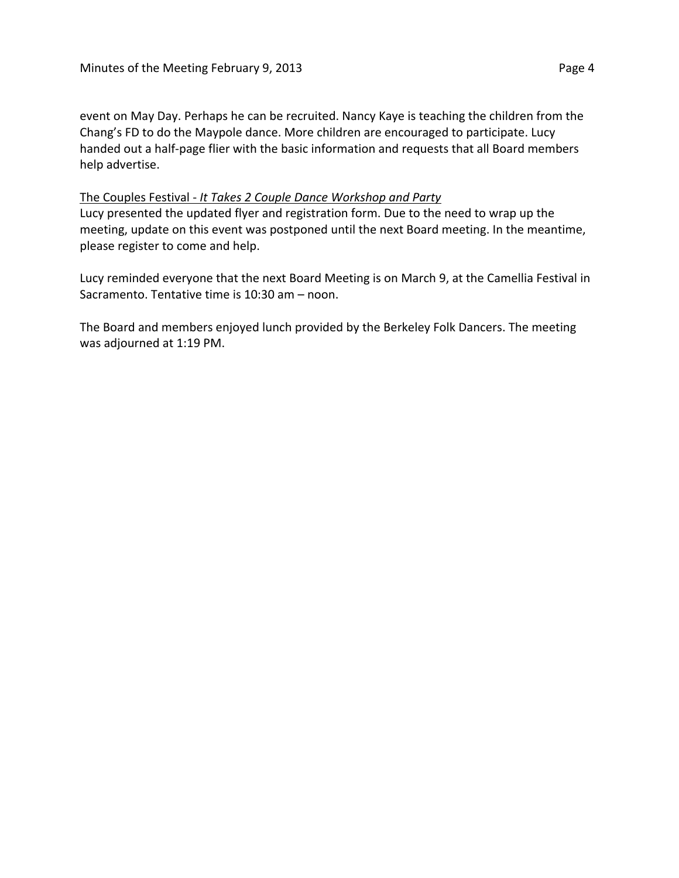event on May Day. Perhaps he can be recruited. Nancy Kaye is teaching the children from the Chang's FD to do the Maypole dance. More children are encouraged to participate. Lucy handed out a half-page flier with the basic information and requests that all Board members help advertise.

The Couples Festival - *It Takes 2 Couple Dance Workshop and Party*
Lucy presented the updated flyer and registration form. Due to the need to wrap up the meeting, update on this event was postponed until the next Board meeting. In the meantime, please register to come and help.

Lucy reminded everyone that the next Board Meeting is on March 9, at the Camellia Festival in Sacramento. Tentative time is 10:30 am – noon.

The Board and members enjoyed lunch provided by the Berkeley Folk Dancers. The meeting was adjourned at 1:19 PM.